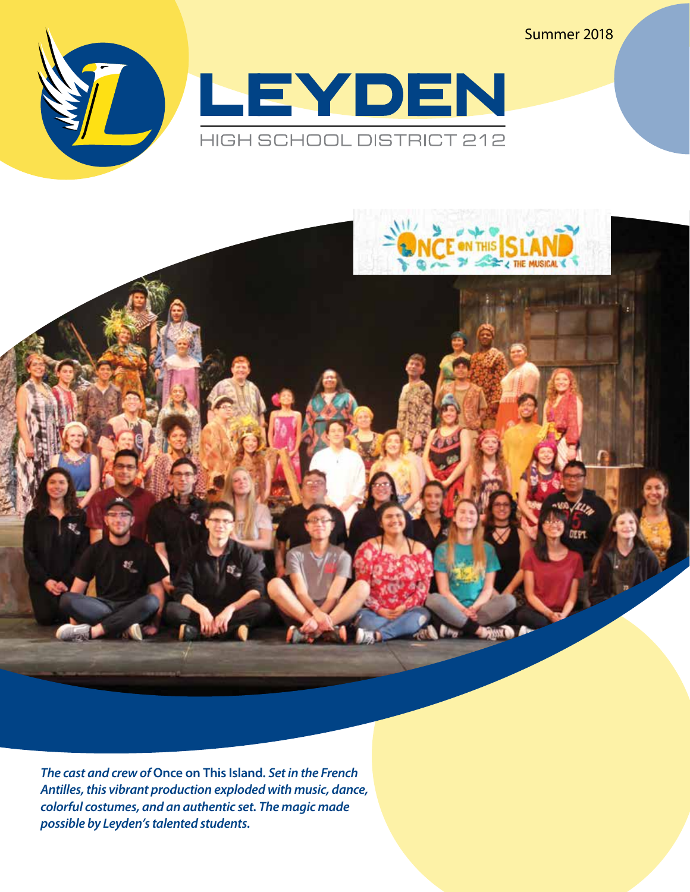Summer 2018

# LEYDEN

HIGH SCHOOL DISTRICT 212

*The cast and crew of* **Once on This Island.** *Set in the French Antilles, this vibrant production exploded with music, dance, colorful costumes, and an authentic set. The magic made possible by Leyden's talented students.*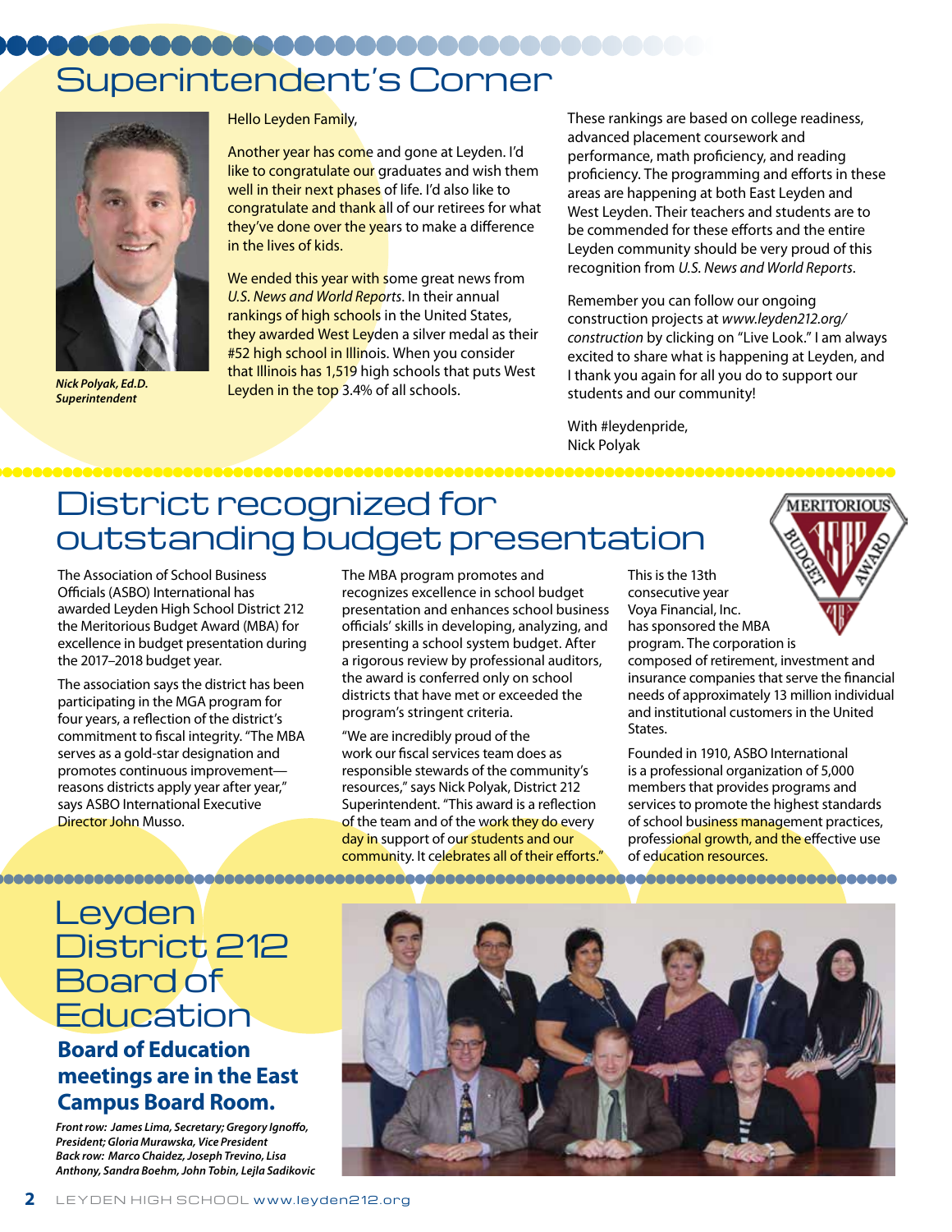# Superintendent's Corner

*Nick Polyak, Ed.D.*
*Superintendent*

Hello Leyden Family,

Another year has come and gone at Leyden. I'd like to congratulate our graduates and wish them well in their next phases of life. I'd also like to congratulate and thank all of our retirees for what they've done over the years to make a difference in the lives of kids.

We ended this year with some great news from *U.S. News and World Reports*. In their annual rankings of high schools in the United States, they awarded West Leyden a silver medal as their #52 high school in Illinois. When you consider that Illinois has 1,519 high schools that puts West Leyden in the top 3.4% of all schools.

These rankings are based on college readiness, advanced placement coursework and performance, math proficiency, and reading proficiency. The programming and efforts in these areas are happening at both East Leyden and West Leyden. Their teachers and students are to be commended for these efforts and the entire Leyden community should be very proud of this recognition from *U.S. News and World Reports*.

Remember you can follow our ongoing construction projects at *www.leyden212.org/construction* by clicking on "Live Look." I am always excited to share what is happening at Leyden, and I thank you again for all you do to support our students and our community!

With #leydenpride,
Nick Polyak

# District recognized for outstanding budget presentation

The Association of School Business Officials (ASBO) International has awarded Leyden High School District 212 the Meritorious Budget Award (MBA) for excellence in budget presentation during the 2017–2018 budget year.

The association says the district has been participating in the MGA program for four years, a reflection of the district's commitment to fiscal integrity. "The MBA serves as a gold-star designation and promotes continuous improvement—reasons districts apply year after year," says ASBO International Executive Director John Musso.

The MBA program promotes and recognizes excellence in school budget presentation and enhances school business officials' skills in developing, analyzing, and presenting a school system budget. After a rigorous review by professional auditors, the award is conferred only on school districts that have met or exceeded the program's stringent criteria.

"We are incredibly proud of the work our fiscal services team does as responsible stewards of the community's resources," says Nick Polyak, District 212 Superintendent. "This award is a reflection of the team and of the work they do every day in support of our students and our community. It celebrates all of their efforts."

This is the 13th consecutive year Voya Financial, Inc. has sponsored the MBA program. The corporation is composed of retirement, investment and insurance companies that serve the financial needs of approximately 13 million individual and institutional customers in the United States.

Founded in 1910, ASBO International is a professional organization of 5,000 members that provides programs and services to promote the highest standards of school business management practices, professional growth, and the effective use of education resources.

# Leyden District 212 Board of Education

## Board of Education meetings are in the East Campus Board Room.

*Front row: James Lima, Secretary; Gregory Ignoffo, President; Gloria Murawska, Vice President*
*Back row: Marco Chaidez, Joseph Trevino, Lisa Anthony, Sandra Boehm, John Tobin, Lejla Sadikovic*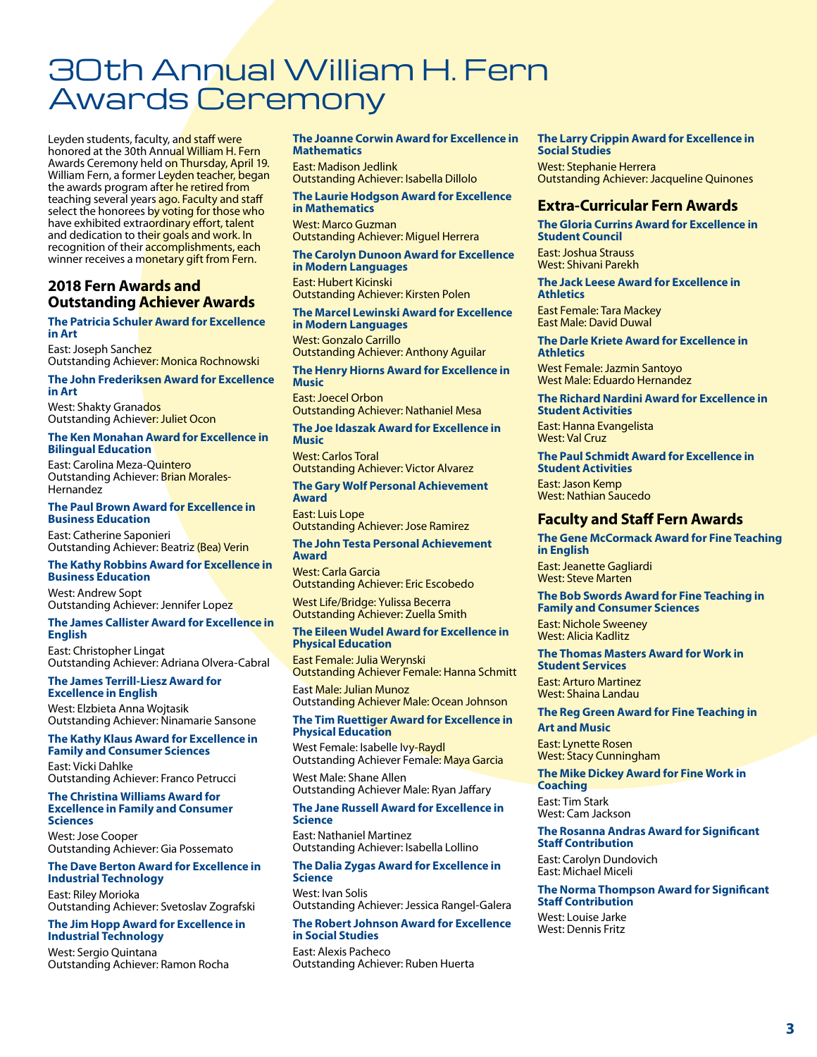# 30th Annual William H. Fern Awards Ceremony

Leyden students, faculty, and staff were honored at the 30th Annual William H. Fern Awards Ceremony held on Thursday, April 19. William Fern, a former Leyden teacher, began the awards program after he retired from teaching several years ago. Faculty and staff select the honorees by voting for those who have exhibited extraordinary effort, talent and dedication to their goals and work. In recognition of their accomplishments, each winner receives a monetary gift from Fern.

## 2018 Fern Awards and Outstanding Achiever Awards

**The Patricia Schuler Award for Excellence in Art**

East: Joseph Sanchez
Outstanding Achiever: Monica Rochnowski

**The John Frederiksen Award for Excellence in Art**

West: Shakty Granados
Outstanding Achiever: Juliet Ocon

**The Ken Monahan Award for Excellence in Bilingual Education**

East: Carolina Meza-Quintero
Outstanding Achiever: Brian Morales-Hernandez

**The Paul Brown Award for Excellence in Business Education**

East: Catherine Saponieri
Outstanding Achiever: Beatriz (Bea) Verin

**The Kathy Robbins Award for Excellence in Business Education**

West: Andrew Sopt
Outstanding Achiever: Jennifer Lopez

**The James Callister Award for Excellence in English**

East: Christopher Lingat
Outstanding Achiever: Adriana Olvera-Cabral

**The James Terrill-Liesz Award for Excellence in English**

West: Elzbieta Anna Wojtasik
Outstanding Achiever: Ninamarie Sansone

**The Kathy Klaus Award for Excellence in Family and Consumer Sciences**

East: Vicki Dahlke
Outstanding Achiever: Franco Petrucci

**The Christina Williams Award for Excellence in Family and Consumer Sciences**

West: Jose Cooper
Outstanding Achiever: Gia Possemato

**The Dave Berton Award for Excellence in Industrial Technology**

East: Riley Morioka
Outstanding Achiever: Svetoslav Zografski

**The Jim Hopp Award for Excellence in Industrial Technology**

West: Sergio Quintana
Outstanding Achiever: Ramon Rocha

**The Joanne Corwin Award for Excellence in Mathematics**

East: Madison Jedlink
Outstanding Achiever: Isabella Dillolo

**The Laurie Hodgson Award for Excellence in Mathematics**

West: Marco Guzman
Outstanding Achiever: Miguel Herrera

**The Carolyn Dunoon Award for Excellence in Modern Languages**

East: Hubert Kicinski
Outstanding Achiever: Kirsten Polen

**The Marcel Lewinski Award for Excellence in Modern Languages**

West: Gonzalo Carrillo
Outstanding Achiever: Anthony Aguilar

**The Henry Hiorns Award for Excellence in Music**

East: Joecel Orbon
Outstanding Achiever: Nathaniel Mesa

**The Joe Idaszak Award for Excellence in Music**

West: Carlos Toral
Outstanding Achiever: Victor Alvarez

**The Gary Wolf Personal Achievement Award**

East: Luis Lope
Outstanding Achiever: Jose Ramirez

**The John Testa Personal Achievement Award**

West: Carla Garcia
Outstanding Achiever: Eric Escobedo

West Life/Bridge: Yulissa Becerra
Outstanding Achiever: Zuella Smith

**The Eileen Wudel Award for Excellence in Physical Education**

East Female: Julia Werynski
Outstanding Achiever Female: Hanna Schmitt

East Male: Julian Munoz
Outstanding Achiever Male: Ocean Johnson

**The Tim Ruettiger Award for Excellence in Physical Education**

West Female: Isabelle Ivy-Raydl
Outstanding Achiever Female: Maya Garcia

West Male: Shane Allen
Outstanding Achiever Male: Ryan Jaffary

**The Jane Russell Award for Excellence in Science**

East: Nathaniel Martinez
Outstanding Achiever: Isabella Lollino

**The Dalia Zygas Award for Excellence in Science**

West: Ivan Solis
Outstanding Achiever: Jessica Rangel-Galera

**The Robert Johnson Award for Excellence in Social Studies**

East: Alexis Pacheco
Outstanding Achiever: Ruben Huerta

**The Larry Crippin Award for Excellence in Social Studies**

West: Stephanie Herrera
Outstanding Achiever: Jacqueline Quinones

## Extra-Curricular Fern Awards

**The Gloria Currins Award for Excellence in Student Council**

East: Joshua Strauss
West: Shivani Parekh

**The Jack Leese Award for Excellence in Athletics**

East Female: Tara Mackey
East Male: David Duwal

**The Darle Kriete Award for Excellence in Athletics**

West Female: Jazmin Santoyo
West Male: Eduardo Hernandez

**The Richard Nardini Award for Excellence in Student Activities**

East: Hanna Evangelista
West: Val Cruz

**The Paul Schmidt Award for Excellence in Student Activities**

East: Jason Kemp
West: Nathian Saucedo

## Faculty and Staff Fern Awards

**The Gene McCormack Award for Fine Teaching in English**

East: Jeanette Gagliardi
West: Steve Marten

**The Bob Swords Award for Fine Teaching in Family and Consumer Sciences**

East: Nichole Sweeney
West: Alicia Kadlitz

**The Thomas Masters Award for Work in Student Services**

East: Arturo Martinez
West: Shaina Landau

**The Reg Green Award for Fine Teaching in Art and Music**

East: Lynette Rosen
West: Stacy Cunningham

**The Mike Dickey Award for Fine Work in Coaching**

East: Tim Stark
West: Cam Jackson

**The Rosanna Andras Award for Significant Staff Contribution**

East: Carolyn Dundovich
East: Michael Miceli

**The Norma Thompson Award for Significant Staff Contribution**

West: Louise Jarke
West: Dennis Fritz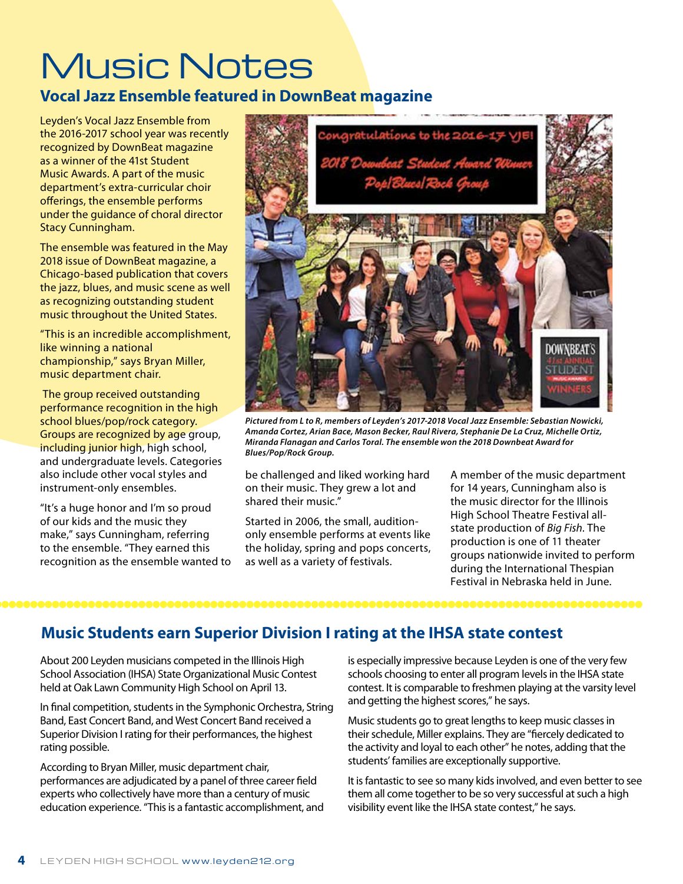# Music Notes

## Vocal Jazz Ensemble featured in DownBeat magazine

Leyden's Vocal Jazz Ensemble from the 2016-2017 school year was recently recognized by DownBeat magazine as a winner of the 41st Student Music Awards. A part of the music department's extra-curricular choir offerings, the ensemble performs under the guidance of choral director Stacy Cunningham.

The ensemble was featured in the May 2018 issue of DownBeat magazine, a Chicago-based publication that covers the jazz, blues, and music scene as well as recognizing outstanding student music throughout the United States.

"This is an incredible accomplishment, like winning a national championship," says Bryan Miller, music department chair.

The group received outstanding performance recognition in the high school blues/pop/rock category. Groups are recognized by age group, including junior high, high school, and undergraduate levels. Categories also include other vocal styles and instrument-only ensembles.

"It's a huge honor and I'm so proud of our kids and the music they make," says Cunningham, referring to the ensemble. "They earned this recognition as the ensemble wanted to be challenged and liked working hard on their music. They grew a lot and shared their music."

***Pictured from L to R, members of Leyden's 2017-2018 Vocal Jazz Ensemble: Sebastian Nowicki, Amanda Cortez, Arian Bace, Mason Becker, Raul Rivera, Stephanie De La Cruz, Michelle Ortiz, Miranda Flanagan and Carlos Toral. The ensemble won the 2018 Downbeat Award for Blues/Pop/Rock Group.***

Started in 2006, the small, audition-only ensemble performs at events like the holiday, spring and pops concerts, as well as a variety of festivals.

A member of the music department for 14 years, Cunningham also is the music director for the Illinois High School Theatre Festival all-state production of *Big Fish*. The production is one of 11 theater groups nationwide invited to perform during the International Thespian Festival in Nebraska held in June.

## Music Students earn Superior Division I rating at the IHSA state contest

About 200 Leyden musicians competed in the Illinois High School Association (IHSA) State Organizational Music Contest held at Oak Lawn Community High School on April 13.

In final competition, students in the Symphonic Orchestra, String Band, East Concert Band, and West Concert Band received a Superior Division I rating for their performances, the highest rating possible.

According to Bryan Miller, music department chair, performances are adjudicated by a panel of three career field experts who collectively have more than a century of music education experience. "This is a fantastic accomplishment, and is especially impressive because Leyden is one of the very few schools choosing to enter all program levels in the IHSA state contest. It is comparable to freshmen playing at the varsity level and getting the highest scores," he says.

Music students go to great lengths to keep music classes in their schedule, Miller explains. They are "fiercely dedicated to the activity and loyal to each other" he notes, adding that the students' families are exceptionally supportive.

It is fantastic to see so many kids involved, and even better to see them all come together to be so very successful at such a high visibility event like the IHSA state contest," he says.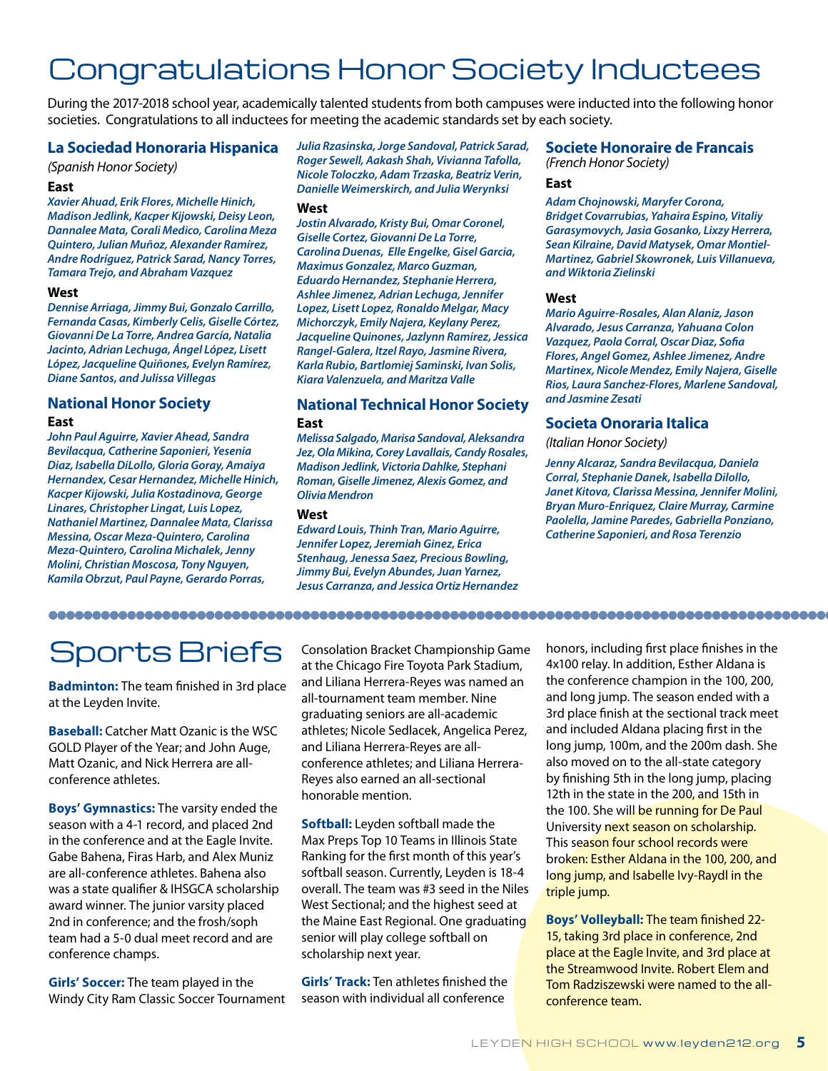# Congratulations Honor Society Inductees

During the 2017-2018 school year, academically talented students from both campuses were inducted into the following honor societies. Congratulations to all inductees for meeting the academic standards set by each society.

## La Sociedad Honoraria Hispanica

*(Spanish Honor Society)*

### East

*Xavier Ahuad, Erik Flores, Michelle Hinich, Madison Jedlink, Kacper Kijowski, Deisy Leon, Dannalee Mata, Corali Medico, Carolina Meza Quintero, Julian Muñoz, Alexander Ramírez, Andre Rodríguez, Patrick Sarad, Nancy Torres, Tamara Trejo, and Abraham Vazquez*

### West

*Dennise Arriaga, Jimmy Bui, Gonzalo Carrillo, Fernanda Casas, Kimberly Celis, Giselle Córtez, Giovanni De La Torre, Andrea García, Natalia Jacinto, Adrian Lechuga, Ángel López, Lisett López, Jacqueline Quiñones, Evelyn Ramírez, Diane Santos, and Julissa Villegas*

## National Honor Society

### East

*John Paul Aguirre, Xavier Ahead, Sandra Bevilacqua, Catherine Saponieri, Yesenia Diaz, Isabella DiLollo, Gloria Goray, Amaiya Hernandex, Cesar Hernandez, Michelle Hinich, Kacper Kijowski, Julia Kostadinova, George Linares, Christopher Lingat, Luis Lopez, Nathaniel Martinez, Dannalee Mata, Clarissa Messina, Oscar Meza-Quintero, Carolina Meza-Quintero, Carolina Michalek, Jenny Molini, Christian Moscosa, Tony Nguyen, Kamila Obrzut, Paul Payne, Gerardo Porras, Julia Rzasinska, Jorge Sandoval, Patrick Sarad, Roger Sewell, Aakash Shah, Vivianna Tafolla, Nicole Toloczko, Adam Trzaska, Beatriz Verin, Danielle Weimerskirch, and Julia Werynksi*

### West

*Jostin Alvarado, Kristy Bui, Omar Coronel, Giselle Cortez, Giovanni De La Torre, Carolina Duenas, Elle Engelke, Gisel Garcia, Maximus Gonzalez, Marco Guzman, Eduardo Hernandez, Stephanie Herrera, Ashlee Jimenez, Adrian Lechuga, Jennifer Lopez, Lisett Lopez, Ronaldo Melgar, Macy Michorczyk, Emily Najera, Keylany Perez, Jacqueline Quinones, Jazlynn Ramirez, Jessica Rangel-Galera, Itzel Rayo, Jasmine Rivera, Karla Rubio, Bartlomiej Saminski, Ivan Solis, Kiara Valenzuela, and Maritza Valle*

## National Technical Honor Society

### East

*Melissa Salgado, Marisa Sandoval, Aleksandra Jez, Ola Mikina, Corey Lavallais, Candy Rosales, Madison Jedlink, Victoria Dahlke, Stephani Roman, Giselle Jimenez, Alexis Gomez, and Olivia Mendron*

### West

*Edward Louis, Thinh Tran, Mario Aguirre, Jennifer Lopez, Jeremiah Ginez, Erica Stenhaug, Jenessa Saez, Precious Bowling, Jimmy Bui, Evelyn Abundes, Juan Yarnez, Jesus Carranza, and Jessica Ortiz Hernandez*

## Societe Honoraire de Francais

*(French Honor Society)*

### East

*Adam Chojnowski, Maryfer Corona, Bridget Covarrubias, Yahaira Espino, Vitaliy Garasymovych, Jasia Gosanko, Lixzy Herrera, Sean Kilraine, David Matysek, Omar Montiel-Martinez, Gabriel Skowronek, Luis Villanueva, and Wiktoria Zielinski*

### West

*Mario Aguirre-Rosales, Alan Alaniz, Jason Alvarado, Jesus Carranza, Yahuana Colon Vazquez, Paola Corral, Oscar Diaz, Sofia Flores, Angel Gomez, Ashlee Jimenez, Andre Martinex, Nicole Mendez, Emily Najera, Giselle Rios, Laura Sanchez-Flores, Marlene Sandoval, and Jasmine Zesati*

## Societa Onoraria Italica

*(Italian Honor Society)*

*Jenny Alcaraz, Sandra Bevilacqua, Daniela Corral, Stephanie Danek, Isabella Dilollo, Janet Kitova, Clarissa Messina, Jennifer Molini, Bryan Muro-Enriquez, Claire Murray, Carmine Paolella, Jamine Paredes, Gabriella Ponziano, Catherine Saponieri, and Rosa Terenzio*

# Sports Briefs

**Badminton:** The team finished in 3rd place at the Leyden Invite.

**Baseball:** Catcher Matt Ozanic is the WSC GOLD Player of the Year; and John Auge, Matt Ozanic, and Nick Herrera are all-conference athletes.

**Boys' Gymnastics:** The varsity ended the season with a 4-1 record, and placed 2nd in the conference and at the Eagle Invite. Gabe Bahena, Firas Harb, and Alex Muniz are all-conference athletes. Bahena also was a state qualifier & IHSGCA scholarship award winner. The junior varsity placed 2nd in conference; and the frosh/soph team had a 5-0 dual meet record and are conference champs.

**Girls' Soccer:** The team played in the Windy City Ram Classic Soccer Tournament Consolation Bracket Championship Game at the Chicago Fire Toyota Park Stadium, and Liliana Herrera-Reyes was named an all-tournament team member. Nine graduating seniors are all-academic athletes; Nicole Sedlacek, Angelica Perez, and Liliana Herrera-Reyes are all-conference athletes; and Liliana Herrera-Reyes also earned an all-sectional honorable mention.

**Softball:** Leyden softball made the Max Preps Top 10 Teams in Illinois State Ranking for the first month of this year's softball season. Currently, Leyden is 18-4 overall. The team was #3 seed in the Niles West Sectional; and the highest seed at the Maine East Regional. One graduating senior will play college softball on scholarship next year.

**Girls' Track:** Ten athletes finished the season with individual all conference honors, including first place finishes in the 4x100 relay. In addition, Esther Aldana is the conference champion in the 100, 200, and long jump. The season ended with a 3rd place finish at the sectional track meet and included Aldana placing first in the long jump, 100m, and the 200m dash. She also moved on to the all-state category by finishing 5th in the long jump, placing 12th in the state in the 200, and 15th in the 100. She will be running for De Paul University next season on scholarship. This season four school records were broken: Esther Aldana in the 100, 200, and long jump, and Isabelle Ivy-Raydl in the triple jump.

**Boys' Volleyball:** The team finished 22-15, taking 3rd place in conference, 2nd place at the Eagle Invite, and 3rd place at the Streamwood Invite. Robert Elem and Tom Radziszewski were named to the all-conference team.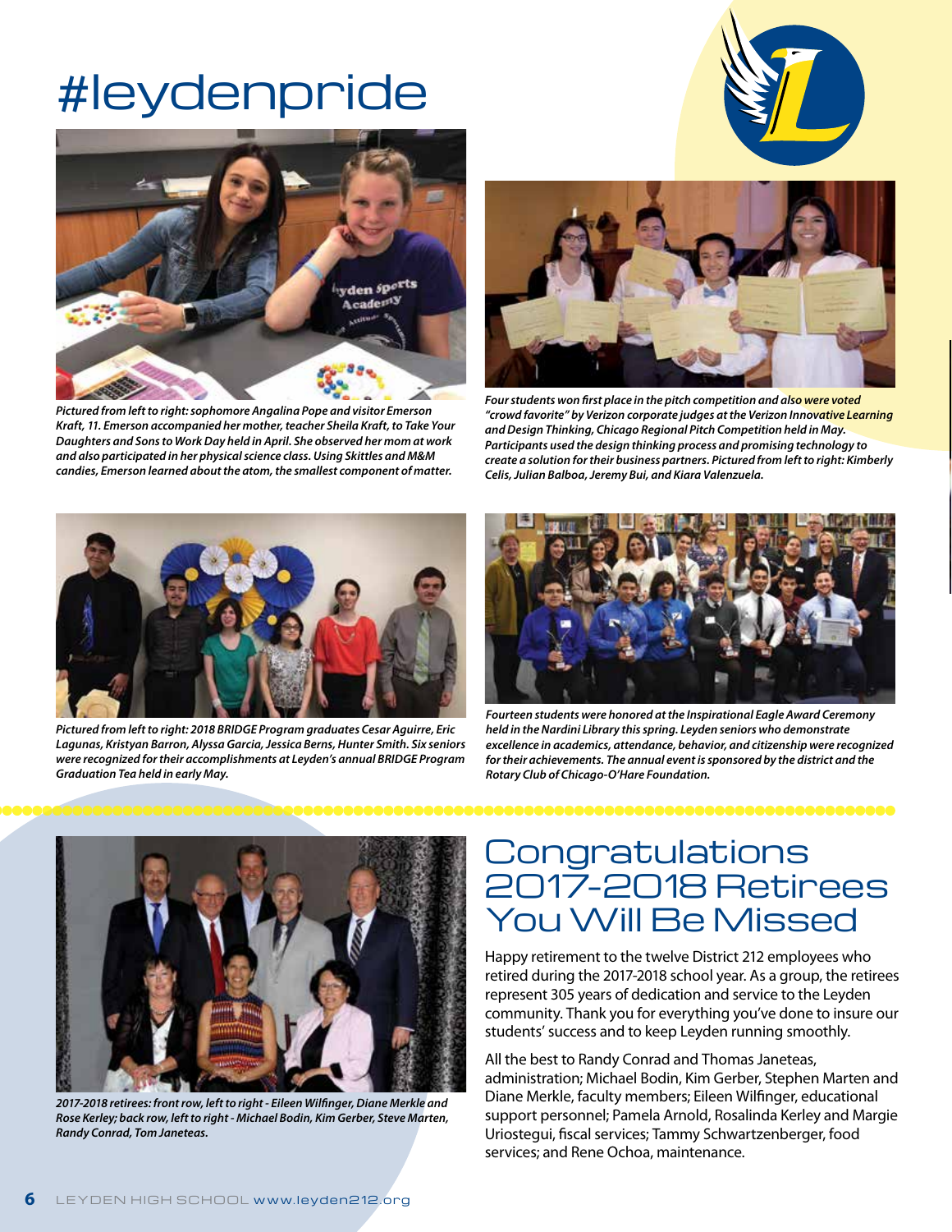# #leydenpride

*Pictured from left to right: sophomore Angalina Pope and visitor Emerson Kraft, 11. Emerson accompanied her mother, teacher Sheila Kraft, to Take Your Daughters and Sons to Work Day held in April. She observed her mom at work and also participated in her physical science class. Using Skittles and M&M candies, Emerson learned about the atom, the smallest component of matter.*

*Four students won first place in the pitch competition and also were voted "crowd favorite" by Verizon corporate judges at the Verizon Innovative Learning and Design Thinking, Chicago Regional Pitch Competition held in May. Participants used the design thinking process and promising technology to create a solution for their business partners. Pictured from left to right: Kimberly Celis, Julian Balboa, Jeremy Bui, and Kiara Valenzuela.*

*Pictured from left to right: 2018 BRIDGE Program graduates Cesar Aguirre, Eric Lagunas, Kristyan Barron, Alyssa Garcia, Jessica Berns, Hunter Smith. Six seniors were recognized for their accomplishments at Leyden's annual BRIDGE Program Graduation Tea held in early May.*

*Fourteen students were honored at the Inspirational Eagle Award Ceremony held in the Nardini Library this spring. Leyden seniors who demonstrate excellence in academics, attendance, behavior, and citizenship were recognized for their achievements. The annual event is sponsored by the district and the Rotary Club of Chicago-O'Hare Foundation.*

*2017-2018 retirees: front row, left to right - Eileen Wilfinger, Diane Merkle and Rose Kerley; back row, left to right - Michael Bodin, Kim Gerber, Steve Marten, Randy Conrad, Tom Janeteas.*

## Congratulations 2017-2018 Retirees You Will Be Missed

Happy retirement to the twelve District 212 employees who retired during the 2017-2018 school year. As a group, the retirees represent 305 years of dedication and service to the Leyden community. Thank you for everything you've done to insure our students' success and to keep Leyden running smoothly.

All the best to Randy Conrad and Thomas Janeteas, administration; Michael Bodin, Kim Gerber, Stephen Marten and Diane Merkle, faculty members; Eileen Wilfinger, educational support personnel; Pamela Arnold, Rosalinda Kerley and Margie Uriostegui, fiscal services; Tammy Schwartzenberger, food services; and Rene Ochoa, maintenance.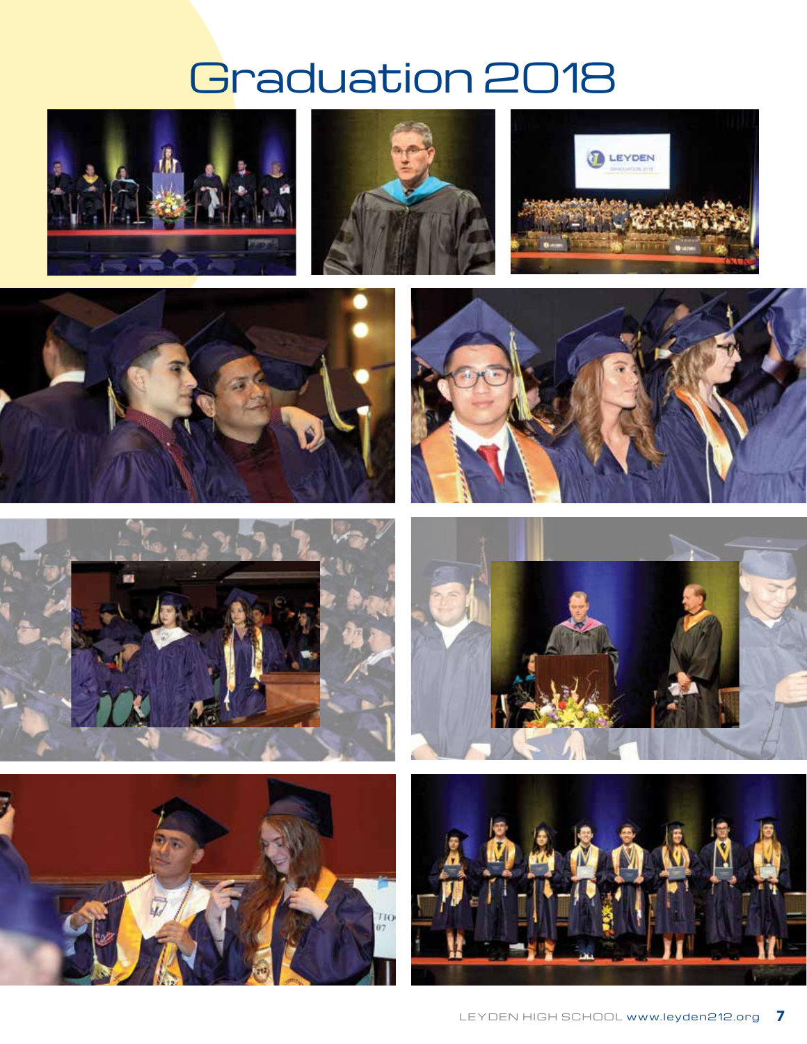# Graduation 2018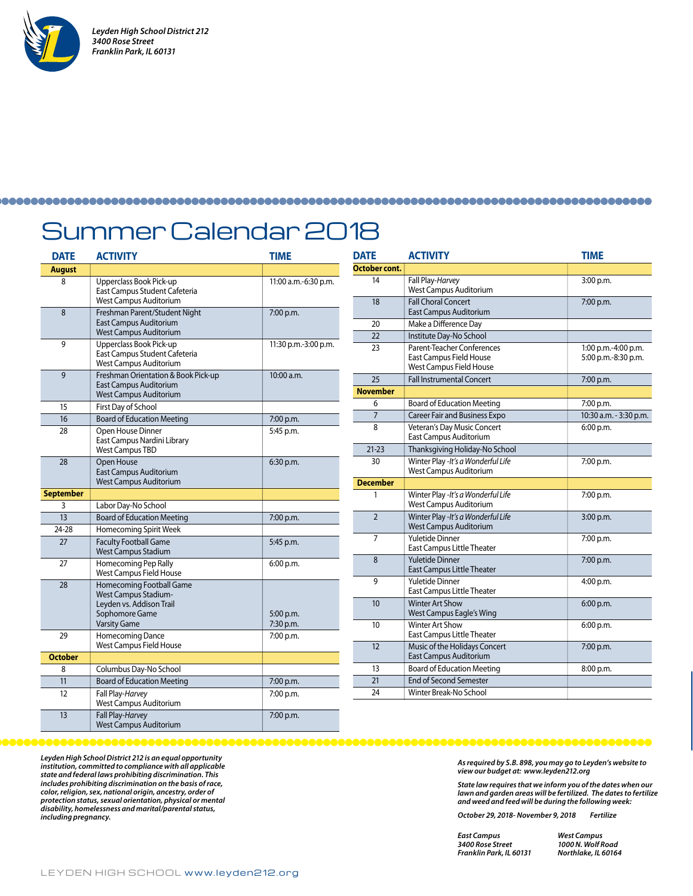*Leyden High School District 212*
*3400 Rose Street*
*Franklin Park, IL 60131*

# Summer Calendar 2018

| DATE | ACTIVITY | TIME |
|---|---|---|
| **August** | | |
| 8 | Upperclass Book Pick-up<br>East Campus Student Cafeteria<br>West Campus Auditorium | 11:00 a.m.-6:30 p.m. |
| 8 | Freshman Parent/Student Night<br>East Campus Auditorium<br>West Campus Auditorium | 7:00 p.m. |
| 9 | Upperclass Book Pick-up<br>East Campus Student Cafeteria<br>West Campus Auditorium | 11:30 p.m.-3:00 p.m. |
| 9 | Freshman Orientation & Book Pick-up<br>East Campus Auditorium<br>West Campus Auditorium | 10:00 a.m. |
| 15 | First Day of School | |
| 16 | Board of Education Meeting | 7:00 p.m. |
| 28 | Open House Dinner<br>East Campus Nardini Library<br>West Campus TBD | 5:45 p.m. |
| 28 | Open House<br>East Campus Auditorium<br>West Campus Auditorium | 6:30 p.m. |
| **September** | | |
| 3 | Labor Day-No School | |
| 13 | Board of Education Meeting | 7:00 p.m. |
| 24-28 | Homecoming Spirit Week | |
| 27 | Faculty Football Game<br>West Campus Stadium | 5:45 p.m. |
| 27 | Homecoming Pep Rally<br>West Campus Field House | 6:00 p.m. |
| 28 | Homecoming Football Game<br>West Campus Stadium-<br>Leyden vs. Addison Trail<br>Sophomore Game<br>Varsity Game | <br><br><br>5:00 p.m.<br>7:30 p.m. |
| 29 | Homecoming Dance<br>West Campus Field House | 7:00 p.m. |
| **October** | | |
| 8 | Columbus Day-No School | |
| 11 | Board of Education Meeting | 7:00 p.m. |
| 12 | Fall Play-*Harvey*<br>West Campus Auditorium | 7:00 p.m. |
| 13 | Fall Play-*Harvey*<br>West Campus Auditorium | 7:00 p.m. |
| **October cont.** | | |
| 14 | Fall Play-*Harvey*<br>West Campus Auditorium | 3:00 p.m. |
| 18 | Fall Choral Concert<br>East Campus Auditorium | 7:00 p.m. |
| 20 | Make a Difference Day | |
| 22 | Institute Day-No School | |
| 23 | Parent-Teacher Conferences<br>East Campus Field House<br>West Campus Field House | 1:00 p.m.-4:00 p.m.<br>5:00 p.m.-8:30 p.m. |
| 25 | Fall Instrumental Concert | 7:00 p.m. |
| **November** | | |
| 6 | Board of Education Meeting | 7:00 p.m. |
| 7 | Career Fair and Business Expo | 10:30 a.m. - 3:30 p.m. |
| 8 | Veteran's Day Music Concert<br>East Campus Auditorium | 6:00 p.m. |
| 21-23 | Thanksgiving Holiday-No School | |
| 30 | Winter Play -*It's a Wonderful Life*<br>West Campus Auditorium | 7:00 p.m. |
| **December** | | |
| 1 | Winter Play -*It's a Wonderful Life*<br>West Campus Auditorium | 7:00 p.m. |
| 2 | Winter Play -*It's a Wonderful Life*<br>West Campus Auditorium | 3:00 p.m. |
| 7 | Yuletide Dinner<br>East Campus Little Theater | 7:00 p.m. |
| 8 | Yuletide Dinner<br>East Campus Little Theater | 7:00 p.m. |
| 9 | Yuletide Dinner<br>East Campus Little Theater | 4:00 p.m. |
| 10 | Winter Art Show<br>West Campus Eagle's Wing | 6:00 p.m. |
| 10 | Winter Art Show<br>East Campus Little Theater | 6:00 p.m. |
| 12 | Music of the Holidays Concert<br>East Campus Auditorium | 7:00 p.m. |
| 13 | Board of Education Meeting | 8:00 p.m. |
| 21 | End of Second Semester | |
| 24 | Winter Break-No School | |

***Leyden High School District 212 is an equal opportunity institution, committed to compliance with all applicable state and federal laws prohibiting discrimination. This includes prohibiting discrimination on the basis of race, color, religion, sex, national origin, ancestry, order of protection status, sexual orientation, physical or mental disability, homelessness and marital/parental status, including pregnancy.***

***As required by S.B. 898, you may go to Leyden's website to view our budget at: www.leyden212.org***

***State law requires that we inform you of the dates when our lawn and garden areas will be fertilized. The dates to fertilize and weed and feed will be during the following week:***

***October 29, 2018- November 9, 2018 Fertilize***

***East Campus***
***3400 Rose Street***
***Franklin Park, IL 60131***

***West Campus***
***1000 N. Wolf Road***
***Northlake, IL 60164***

LEYDEN HIGH SCHOOL www.leyden212.org